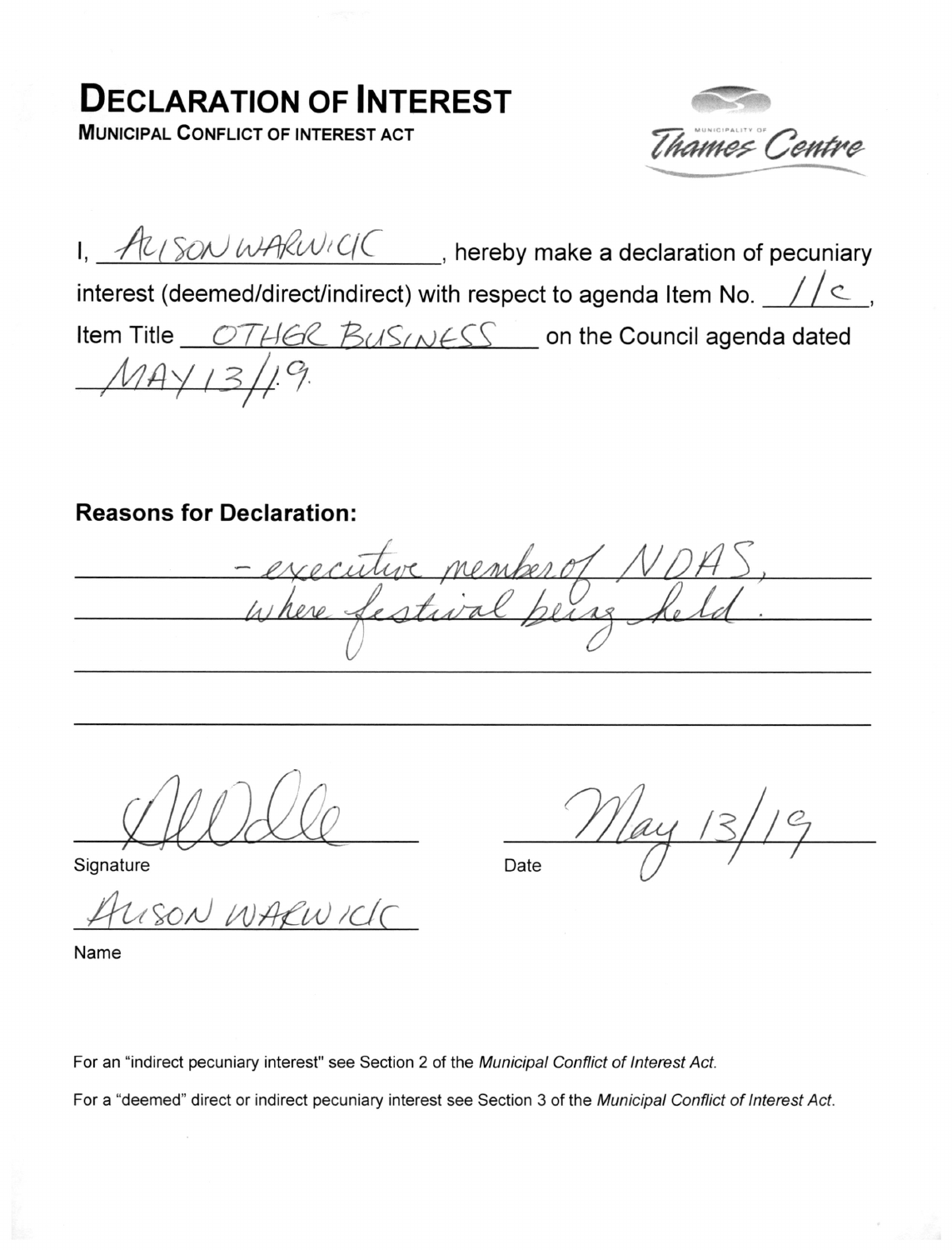# DECLARATION OF INTEREST

**MUNICIPAL CONFLICT OF INTEREST ACT**

Municipality of Thames Centre

I, ALISON WARWICK, hereby make a declaration of pecuniary interest (deemed/direct/indirect) with respect to agenda Item No. 11c, Item Title OTHER BUSINESS on the Council agenda dated MAY 13/19.

**Reasons for Declaration:**

- executive member of NDAS, where festival being held.

Signature: [signature]

Date: May 13/19

Name: ALISON WARWICK

For an "indirect pecuniary interest" see Section 2 of the *Municipal Conflict of Interest Act.*

For a "deemed" direct or indirect pecuniary interest see Section 3 of the *Municipal Conflict of Interest Act.*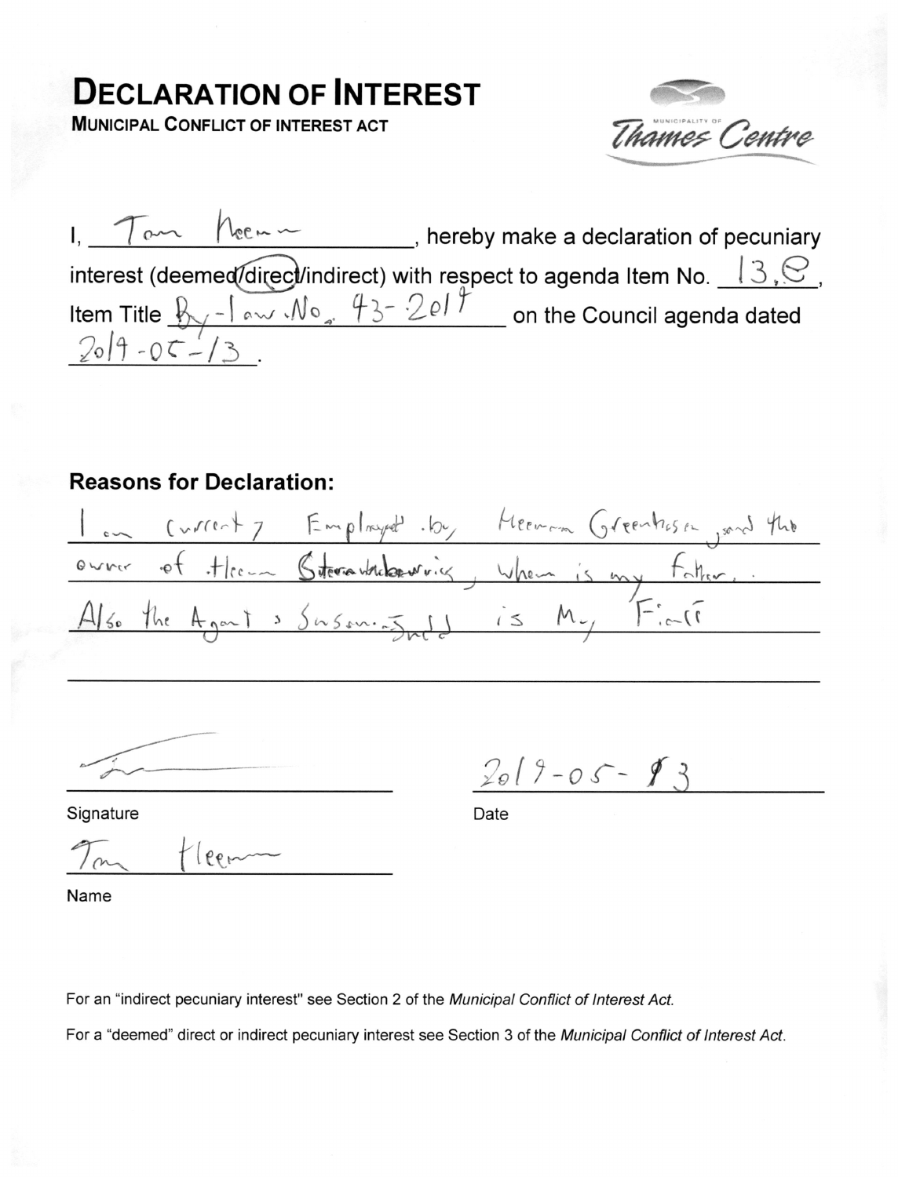# Declaration of Interest

**Municipal Conflict of Interest Act**

Municipality of Thames Centre

I, Tom Heeman, hereby make a declaration of pecuniary interest (deemed/direct/indirect) with respect to agenda Item No. 13.e, Item Title By-law No. 43-2019 on the Council agenda dated 2019-05-13.

## Reasons for Declaration:

I am currently Employed by Heeman Greenhouse and the owner of Heeman Strawberries, whom is my father. Also the Agent Susan Snell is My Fiancé

Signature: [signature]

Date: 2019-05-13

Name: Tom Heeman

For an "indirect pecuniary interest" see Section 2 of the *Municipal Conflict of Interest Act.*

For a "deemed" direct or indirect pecuniary interest see Section 3 of the *Municipal Conflict of Interest Act*.